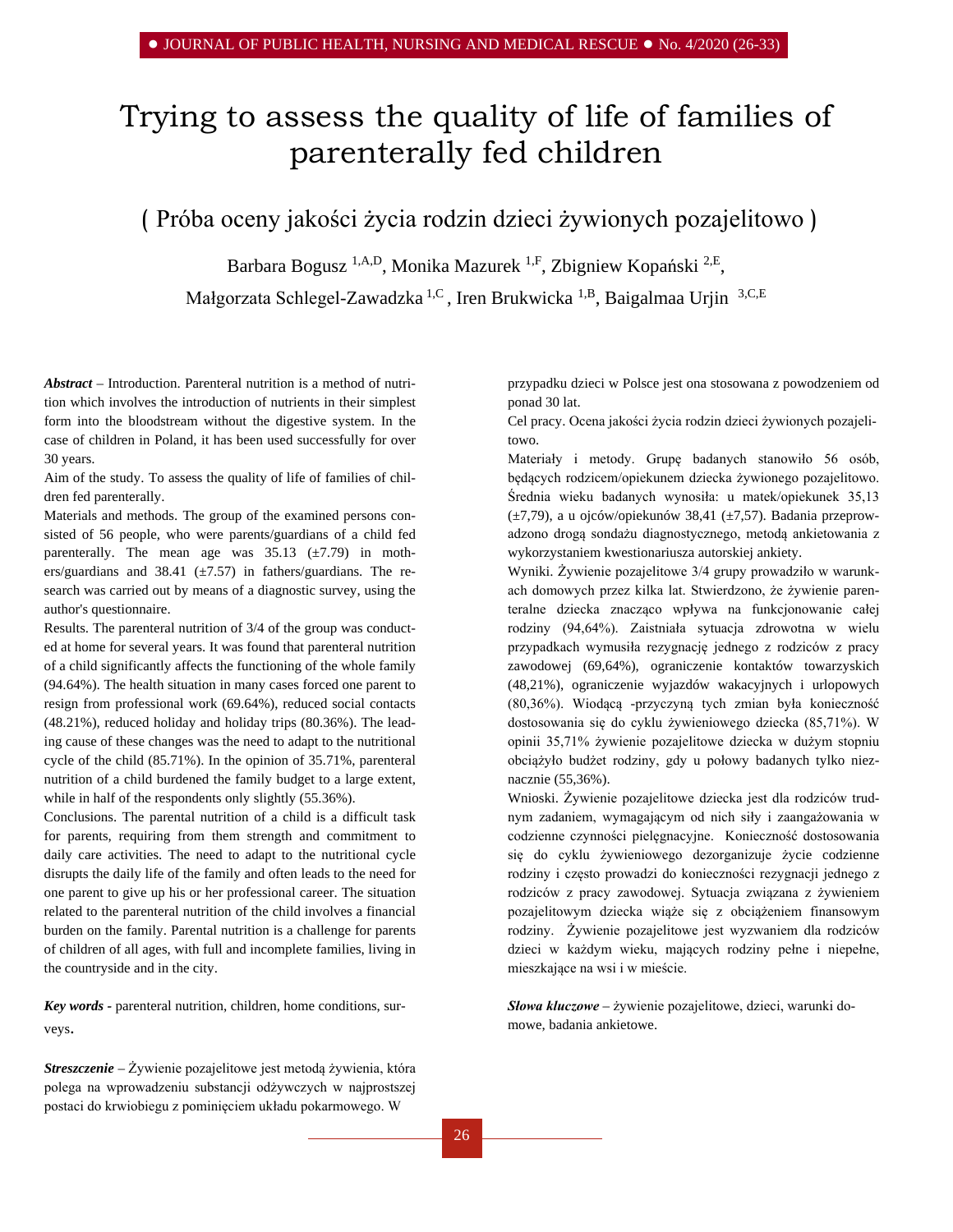# Trying to assess the quality of life of families of parenterally fed children

## ( Próba oceny jakości życia rodzin dzieci żywionych pozajelitowo )

Barbara Bogusz [1,A,D], Monika Mazurek [1,F], Zbigniew Kopański [2,E], Małgorzata Schlegel-Zawadzka [1,C], Iren Brukwicka [1,B], Baigalmaa Urjin [3,C,E]

***Abstract*** – Introduction. Parenteral nutrition is a method of nutrition which involves the introduction of nutrients in their simplest form into the bloodstream without the digestive system. In the case of children in Poland, it has been used successfully for over 30 years.

Aim of the study. To assess the quality of life of families of children fed parenterally.

Materials and methods. The group of the examined persons consisted of 56 people, who were parents/guardians of a child fed parenterally. The mean age was 35.13 (±7.79) in mothers/guardians and 38.41 (±7.57) in fathers/guardians. The research was carried out by means of a diagnostic survey, using the author's questionnaire.

Results. The parenteral nutrition of 3/4 of the group was conducted at home for several years. It was found that parenteral nutrition of a child significantly affects the functioning of the whole family (94.64%). The health situation in many cases forced one parent to resign from professional work (69.64%), reduced social contacts (48.21%), reduced holiday and holiday trips (80.36%). The leading cause of these changes was the need to adapt to the nutritional cycle of the child (85.71%). In the opinion of 35.71%, parenteral nutrition of a child burdened the family budget to a large extent, while in half of the respondents only slightly (55.36%).

Conclusions. The parental nutrition of a child is a difficult task for parents, requiring from them strength and commitment to daily care activities. The need to adapt to the nutritional cycle disrupts the daily life of the family and often leads to the need for one parent to give up his or her professional career. The situation related to the parenteral nutrition of the child involves a financial burden on the family. Parental nutrition is a challenge for parents of children of all ages, with full and incomplete families, living in the countryside and in the city.

***Key words*** - parenteral nutrition, children, home conditions, surveys.

***Streszczenie*** – Żywienie pozajelitowe jest metodą żywienia, która polega na wprowadzeniu substancji odżywczych w najprostszej postaci do krwiobiegu z pominięciem układu pokarmowego. W przypadku dzieci w Polsce jest ona stosowana z powodzeniem od ponad 30 lat.

Cel pracy. Ocena jakości życia rodzin dzieci żywionych pozajelitowo.

Materiały i metody. Grupę badanych stanowiło 56 osób, będących rodzicem/opiekunem dziecka żywionego pozajelitowo. Średnia wieku badanych wynosiła: u matek/opiekunek 35,13 (±7,79), a u ojców/opiekunów 38,41 (±7,57). Badania przeprowadzono drogą sondażu diagnostycznego, metodą ankietowania z wykorzystaniem kwestionariusza autorskiej ankiety.

Wyniki. Żywienie pozajelitowe 3/4 grupy prowadziło w warunkach domowych przez kilka lat. Stwierdzono, że żywienie parenteralne dziecka znacząco wpływa na funkcjonowanie całej rodziny (94,64%). Zaistniała sytuacja zdrowotna w wielu przypadkach wymusiła rezygnację jednego z rodziców z pracy zawodowej (69,64%), ograniczenie kontaktów towarzyskich (48,21%), ograniczenie wyjazdów wakacyjnych i urlopowych (80,36%). Wiodącą -przyczyną tych zmian była konieczność dostosowania się do cyklu żywieniowego dziecka (85,71%). W opinii 35,71% żywienie pozajelitowe dziecka w dużym stopniu obciążyło budżet rodziny, gdy u połowy badanych tylko nieznacznie (55,36%).

Wnioski. Żywienie pozajelitowe dziecka jest dla rodziców trudnym zadaniem, wymagającym od nich siły i zaangażowania w codzienne czynności pielęgnacyjne. Konieczność dostosowania się do cyklu żywieniowego dezorganizuje życie codzienne rodziny i często prowadzi do konieczności rezygnacji jednego z rodziców z pracy zawodowej. Sytuacja związana z żywieniem pozajelitowym dziecka wiąże się z obciążeniem finansowym rodziny. Żywienie pozajelitowe jest wyzwaniem dla rodziców dzieci w każdym wieku, mających rodziny pełne i niepełne, mieszkające na wsi i w mieście.

***Słowa kluczowe*** – żywienie pozajelitowe, dzieci, warunki domowe, badania ankietowe.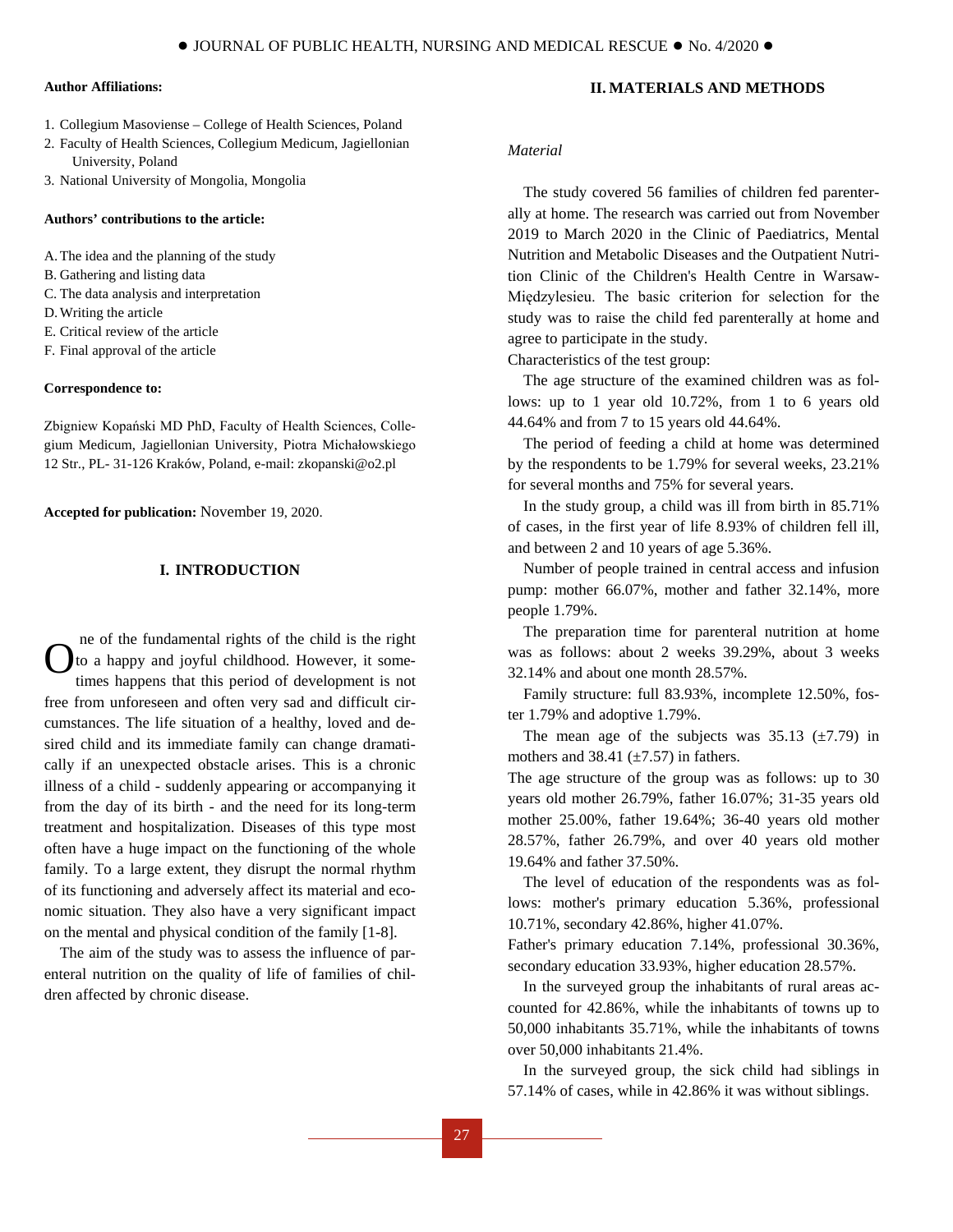**Author Affiliations:**

1. Collegium Masoviense – College of Health Sciences, Poland
2. Faculty of Health Sciences, Collegium Medicum, Jagiellonian University, Poland
3. National University of Mongolia, Mongolia

**Authors' contributions to the article:**

A. The idea and the planning of the study
B. Gathering and listing data
C. The data analysis and interpretation
D. Writing the article
E. Critical review of the article
F. Final approval of the article

**Correspondence to:**

Zbigniew Kopański MD PhD, Faculty of Health Sciences, Collegium Medicum, Jagiellonian University, Piotra Michałowskiego 12 Str., PL- 31-126 Kraków, Poland, e-mail: zkopanski@o2.pl

**Accepted for publication:** November 19, 2020.

## I. INTRODUCTION

One of the fundamental rights of the child is the right to a happy and joyful childhood. However, it sometimes happens that this period of development is not free from unforeseen and often very sad and difficult circumstances. The life situation of a healthy, loved and desired child and its immediate family can change dramatically if an unexpected obstacle arises. This is a chronic illness of a child - suddenly appearing or accompanying it from the day of its birth - and the need for its long-term treatment and hospitalization. Diseases of this type most often have a huge impact on the functioning of the whole family. To a large extent, they disrupt the normal rhythm of its functioning and adversely affect its material and economic situation. They also have a very significant impact on the mental and physical condition of the family [1-8].

The aim of the study was to assess the influence of parenteral nutrition on the quality of life of families of children affected by chronic disease.

## II. MATERIALS AND METHODS

*Material*

The study covered 56 families of children fed parenterally at home. The research was carried out from November 2019 to March 2020 in the Clinic of Paediatrics, Mental Nutrition and Metabolic Diseases and the Outpatient Nutrition Clinic of the Children's Health Centre in Warsaw-Międzylesieu. The basic criterion for selection for the study was to raise the child fed parenterally at home and agree to participate in the study.

Characteristics of the test group:

The age structure of the examined children was as follows: up to 1 year old 10.72%, from 1 to 6 years old 44.64% and from 7 to 15 years old 44.64%.

The period of feeding a child at home was determined by the respondents to be 1.79% for several weeks, 23.21% for several months and 75% for several years.

In the study group, a child was ill from birth in 85.71% of cases, in the first year of life 8.93% of children fell ill, and between 2 and 10 years of age 5.36%.

Number of people trained in central access and infusion pump: mother 66.07%, mother and father 32.14%, more people 1.79%.

The preparation time for parenteral nutrition at home was as follows: about 2 weeks 39.29%, about 3 weeks 32.14% and about one month 28.57%.

Family structure: full 83.93%, incomplete 12.50%, foster 1.79% and adoptive 1.79%.

The mean age of the subjects was 35.13 (±7.79) in mothers and 38.41 (±7.57) in fathers.

The age structure of the group was as follows: up to 30 years old mother 26.79%, father 16.07%; 31-35 years old mother 25.00%, father 19.64%; 36-40 years old mother 28.57%, father 26.79%, and over 40 years old mother 19.64% and father 37.50%.

The level of education of the respondents was as follows: mother's primary education 5.36%, professional 10.71%, secondary 42.86%, higher 41.07%.

Father's primary education 7.14%, professional 30.36%, secondary education 33.93%, higher education 28.57%.

In the surveyed group the inhabitants of rural areas accounted for 42.86%, while the inhabitants of towns up to 50,000 inhabitants 35.71%, while the inhabitants of towns over 50,000 inhabitants 21.4%.

In the surveyed group, the sick child had siblings in 57.14% of cases, while in 42.86% it was without siblings.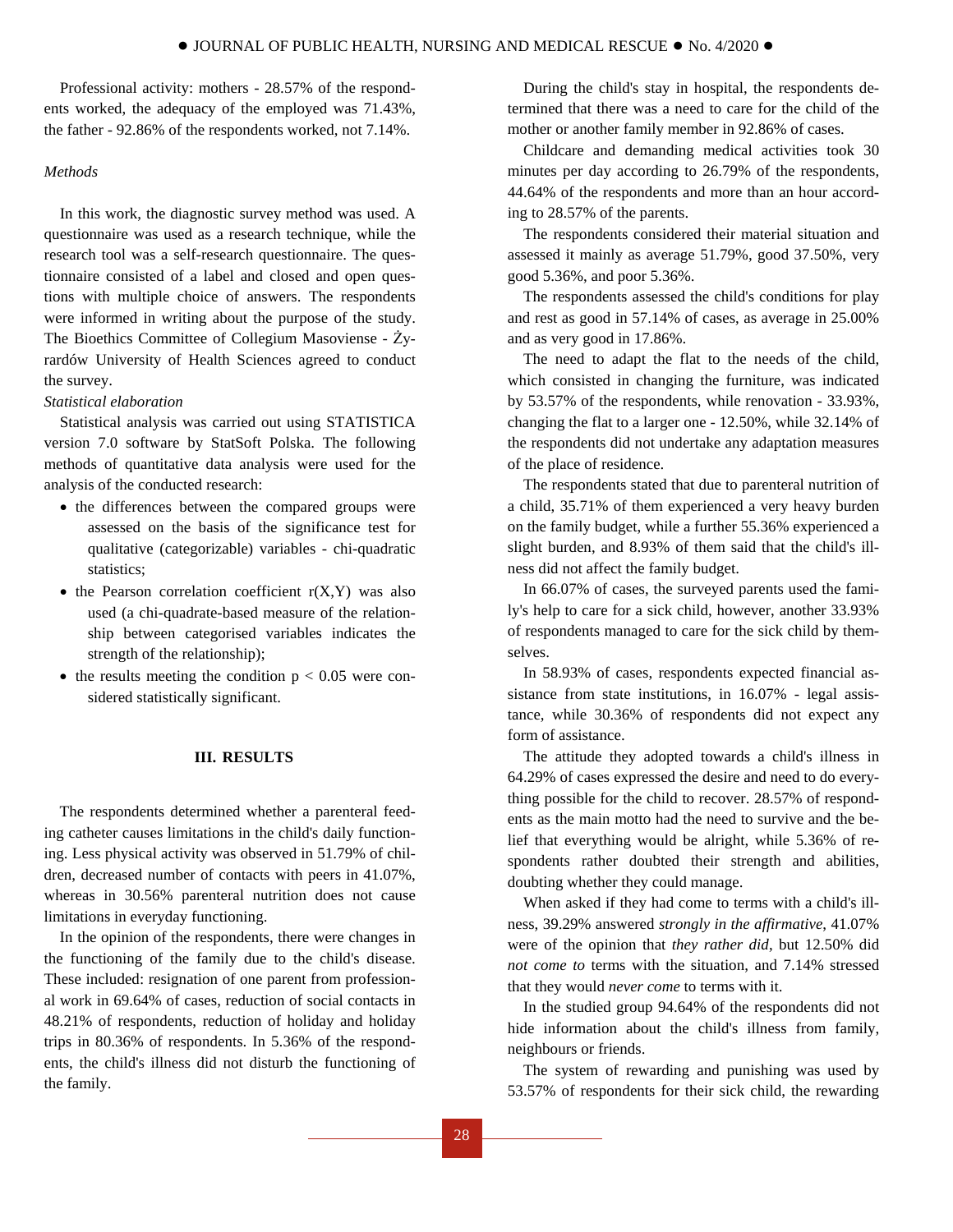Professional activity: mothers - 28.57% of the respondents worked, the adequacy of the employed was 71.43%, the father - 92.86% of the respondents worked, not 7.14%.

*Methods*

In this work, the diagnostic survey method was used. A questionnaire was used as a research technique, while the research tool was a self-research questionnaire. The questionnaire consisted of a label and closed and open questions with multiple choice of answers. The respondents were informed in writing about the purpose of the study. The Bioethics Committee of Collegium Masoviense - Żyrardów University of Health Sciences agreed to conduct the survey.

*Statistical elaboration*

Statistical analysis was carried out using STATISTICA version 7.0 software by StatSoft Polska. The following methods of quantitative data analysis were used for the analysis of the conducted research:

- the differences between the compared groups were assessed on the basis of the significance test for qualitative (categorizable) variables - chi-quadratic statistics;
- the Pearson correlation coefficient r(X,Y) was also used (a chi-quadrate-based measure of the relationship between categorised variables indicates the strength of the relationship);
- the results meeting the condition $p < 0.05$ were considered statistically significant.

## III. RESULTS

The respondents determined whether a parenteral feeding catheter causes limitations in the child's daily functioning. Less physical activity was observed in 51.79% of children, decreased number of contacts with peers in 41.07%, whereas in 30.56% parenteral nutrition does not cause limitations in everyday functioning.

In the opinion of the respondents, there were changes in the functioning of the family due to the child's disease. These included: resignation of one parent from professional work in 69.64% of cases, reduction of social contacts in 48.21% of respondents, reduction of holiday and holiday trips in 80.36% of respondents. In 5.36% of the respondents, the child's illness did not disturb the functioning of the family.

During the child's stay in hospital, the respondents determined that there was a need to care for the child of the mother or another family member in 92.86% of cases.

Childcare and demanding medical activities took 30 minutes per day according to 26.79% of the respondents, 44.64% of the respondents and more than an hour according to 28.57% of the parents.

The respondents considered their material situation and assessed it mainly as average 51.79%, good 37.50%, very good 5.36%, and poor 5.36%.

The respondents assessed the child's conditions for play and rest as good in 57.14% of cases, as average in 25.00% and as very good in 17.86%.

The need to adapt the flat to the needs of the child, which consisted in changing the furniture, was indicated by 53.57% of the respondents, while renovation - 33.93%, changing the flat to a larger one - 12.50%, while 32.14% of the respondents did not undertake any adaptation measures of the place of residence.

The respondents stated that due to parenteral nutrition of a child, 35.71% of them experienced a very heavy burden on the family budget, while a further 55.36% experienced a slight burden, and 8.93% of them said that the child's illness did not affect the family budget.

In 66.07% of cases, the surveyed parents used the family's help to care for a sick child, however, another 33.93% of respondents managed to care for the sick child by themselves.

In 58.93% of cases, respondents expected financial assistance from state institutions, in 16.07% - legal assistance, while 30.36% of respondents did not expect any form of assistance.

The attitude they adopted towards a child's illness in 64.29% of cases expressed the desire and need to do everything possible for the child to recover. 28.57% of respondents as the main motto had the need to survive and the belief that everything would be alright, while 5.36% of respondents rather doubted their strength and abilities, doubting whether they could manage.

When asked if they had come to terms with a child's illness, 39.29% answered *strongly in the affirmative*, 41.07% were of the opinion that *they rather did*, but 12.50% did *not come to* terms with the situation, and 7.14% stressed that they would *never come* to terms with it.

In the studied group 94.64% of the respondents did not hide information about the child's illness from family, neighbours or friends.

The system of rewarding and punishing was used by 53.57% of respondents for their sick child, the rewarding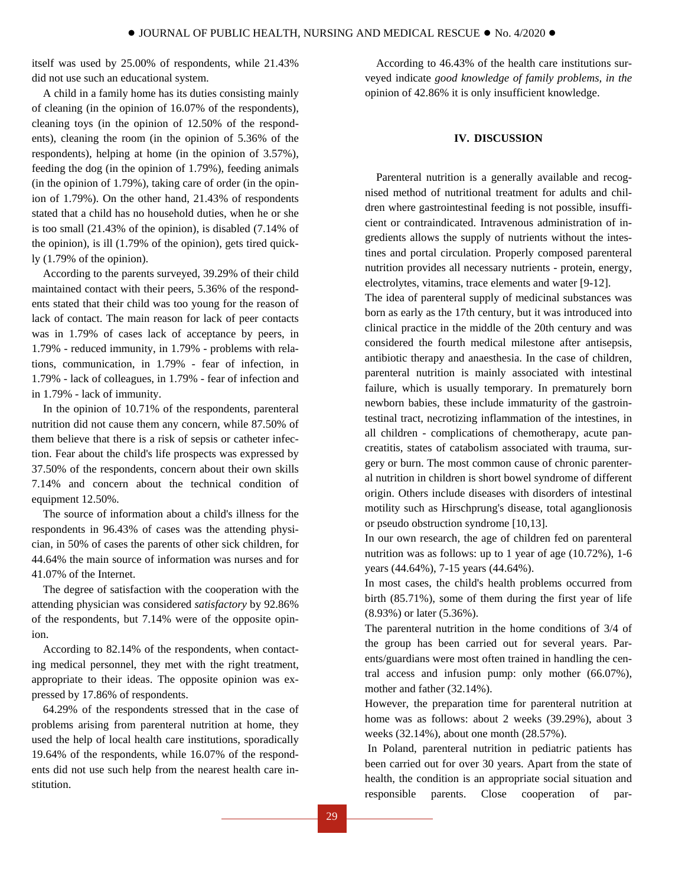itself was used by 25.00% of respondents, while 21.43% did not use such an educational system.

A child in a family home has its duties consisting mainly of cleaning (in the opinion of 16.07% of the respondents), cleaning toys (in the opinion of 12.50% of the respondents), cleaning the room (in the opinion of 5.36% of the respondents), helping at home (in the opinion of 3.57%), feeding the dog (in the opinion of 1.79%), feeding animals (in the opinion of 1.79%), taking care of order (in the opinion of 1.79%). On the other hand, 21.43% of respondents stated that a child has no household duties, when he or she is too small (21.43% of the opinion), is disabled (7.14% of the opinion), is ill (1.79% of the opinion), gets tired quickly (1.79% of the opinion).

According to the parents surveyed, 39.29% of their child maintained contact with their peers, 5.36% of the respondents stated that their child was too young for the reason of lack of contact. The main reason for lack of peer contacts was in 1.79% of cases lack of acceptance by peers, in 1.79% - reduced immunity, in 1.79% - problems with relations, communication, in 1.79% - fear of infection, in 1.79% - lack of colleagues, in 1.79% - fear of infection and in 1.79% - lack of immunity.

In the opinion of 10.71% of the respondents, parenteral nutrition did not cause them any concern, while 87.50% of them believe that there is a risk of sepsis or catheter infection. Fear about the child's life prospects was expressed by 37.50% of the respondents, concern about their own skills 7.14% and concern about the technical condition of equipment 12.50%.

The source of information about a child's illness for the respondents in 96.43% of cases was the attending physician, in 50% of cases the parents of other sick children, for 44.64% the main source of information was nurses and for 41.07% of the Internet.

The degree of satisfaction with the cooperation with the attending physician was considered *satisfactory* by 92.86% of the respondents, but 7.14% were of the opposite opinion.

According to 82.14% of the respondents, when contacting medical personnel, they met with the right treatment, appropriate to their ideas. The opposite opinion was expressed by 17.86% of respondents.

64.29% of the respondents stressed that in the case of problems arising from parenteral nutrition at home, they used the help of local health care institutions, sporadically 19.64% of the respondents, while 16.07% of the respondents did not use such help from the nearest health care institution.

According to 46.43% of the health care institutions surveyed indicate *good knowledge of family problems, in the* opinion of 42.86% it is only insufficient knowledge.

## IV. DISCUSSION

Parenteral nutrition is a generally available and recognised method of nutritional treatment for adults and children where gastrointestinal feeding is not possible, insufficient or contraindicated. Intravenous administration of ingredients allows the supply of nutrients without the intestines and portal circulation. Properly composed parenteral nutrition provides all necessary nutrients - protein, energy, electrolytes, vitamins, trace elements and water [9-12].

The idea of parenteral supply of medicinal substances was born as early as the 17th century, but it was introduced into clinical practice in the middle of the 20th century and was considered the fourth medical milestone after antisepsis, antibiotic therapy and anaesthesia. In the case of children, parenteral nutrition is mainly associated with intestinal failure, which is usually temporary. In prematurely born newborn babies, these include immaturity of the gastrointestinal tract, necrotizing inflammation of the intestines, in all children - complications of chemotherapy, acute pancreatitis, states of catabolism associated with trauma, surgery or burn. The most common cause of chronic parenteral nutrition in children is short bowel syndrome of different origin. Others include diseases with disorders of intestinal motility such as Hirschprung's disease, total aganglionosis or pseudo obstruction syndrome [10,13].

In our own research, the age of children fed on parenteral nutrition was as follows: up to 1 year of age (10.72%), 1-6 years (44.64%), 7-15 years (44.64%).

In most cases, the child's health problems occurred from birth (85.71%), some of them during the first year of life (8.93%) or later (5.36%).

The parenteral nutrition in the home conditions of 3/4 of the group has been carried out for several years. Parents/guardians were most often trained in handling the central access and infusion pump: only mother (66.07%), mother and father (32.14%).

However, the preparation time for parenteral nutrition at home was as follows: about 2 weeks (39.29%), about 3 weeks (32.14%), about one month (28.57%).

In Poland, parenteral nutrition in pediatric patients has been carried out for over 30 years. Apart from the state of health, the condition is an appropriate social situation and responsible parents. Close cooperation of par-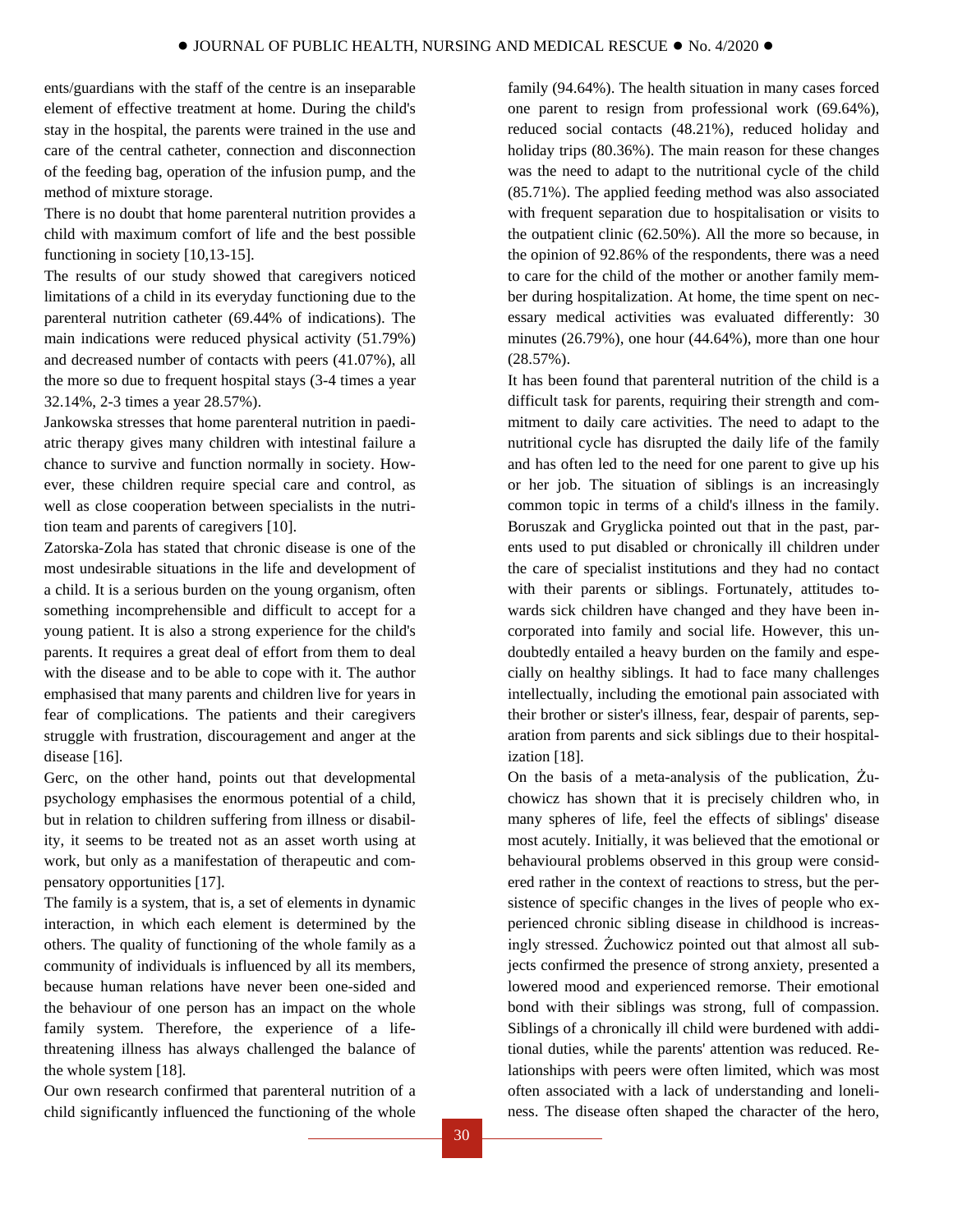ents/guardians with the staff of the centre is an inseparable element of effective treatment at home. During the child's stay in the hospital, the parents were trained in the use and care of the central catheter, connection and disconnection of the feeding bag, operation of the infusion pump, and the method of mixture storage.

There is no doubt that home parenteral nutrition provides a child with maximum comfort of life and the best possible functioning in society [10,13-15].

The results of our study showed that caregivers noticed limitations of a child in its everyday functioning due to the parenteral nutrition catheter (69.44% of indications). The main indications were reduced physical activity (51.79%) and decreased number of contacts with peers (41.07%), all the more so due to frequent hospital stays (3-4 times a year 32.14%, 2-3 times a year 28.57%).

Jankowska stresses that home parenteral nutrition in paediatric therapy gives many children with intestinal failure a chance to survive and function normally in society. However, these children require special care and control, as well as close cooperation between specialists in the nutrition team and parents of caregivers [10].

Zatorska-Zola has stated that chronic disease is one of the most undesirable situations in the life and development of a child. It is a serious burden on the young organism, often something incomprehensible and difficult to accept for a young patient. It is also a strong experience for the child's parents. It requires a great deal of effort from them to deal with the disease and to be able to cope with it. The author emphasised that many parents and children live for years in fear of complications. The patients and their caregivers struggle with frustration, discouragement and anger at the disease [16].

Gerc, on the other hand, points out that developmental psychology emphasises the enormous potential of a child, but in relation to children suffering from illness or disability, it seems to be treated not as an asset worth using at work, but only as a manifestation of therapeutic and compensatory opportunities [17].

The family is a system, that is, a set of elements in dynamic interaction, in which each element is determined by the others. The quality of functioning of the whole family as a community of individuals is influenced by all its members, because human relations have never been one-sided and the behaviour of one person has an impact on the whole family system. Therefore, the experience of a life-threatening illness has always challenged the balance of the whole system [18].

Our own research confirmed that parenteral nutrition of a child significantly influenced the functioning of the whole family (94.64%). The health situation in many cases forced one parent to resign from professional work (69.64%), reduced social contacts (48.21%), reduced holiday and holiday trips (80.36%). The main reason for these changes was the need to adapt to the nutritional cycle of the child (85.71%). The applied feeding method was also associated with frequent separation due to hospitalisation or visits to the outpatient clinic (62.50%). All the more so because, in the opinion of 92.86% of the respondents, there was a need to care for the child of the mother or another family member during hospitalization. At home, the time spent on necessary medical activities was evaluated differently: 30 minutes (26.79%), one hour (44.64%), more than one hour (28.57%).

It has been found that parenteral nutrition of the child is a difficult task for parents, requiring their strength and commitment to daily care activities. The need to adapt to the nutritional cycle has disrupted the daily life of the family and has often led to the need for one parent to give up his or her job. The situation of siblings is an increasingly common topic in terms of a child's illness in the family. Boruszak and Gryglicka pointed out that in the past, parents used to put disabled or chronically ill children under the care of specialist institutions and they had no contact with their parents or siblings. Fortunately, attitudes towards sick children have changed and they have been incorporated into family and social life. However, this undoubtedly entailed a heavy burden on the family and especially on healthy siblings. It had to face many challenges intellectually, including the emotional pain associated with their brother or sister's illness, fear, despair of parents, separation from parents and sick siblings due to their hospitalization [18].

On the basis of a meta-analysis of the publication, Żuchowicz has shown that it is precisely children who, in many spheres of life, feel the effects of siblings' disease most acutely. Initially, it was believed that the emotional or behavioural problems observed in this group were considered rather in the context of reactions to stress, but the persistence of specific changes in the lives of people who experienced chronic sibling disease in childhood is increasingly stressed. Żuchowicz pointed out that almost all subjects confirmed the presence of strong anxiety, presented a lowered mood and experienced remorse. Their emotional bond with their siblings was strong, full of compassion. Siblings of a chronically ill child were burdened with additional duties, while the parents' attention was reduced. Relationships with peers were often limited, which was most often associated with a lack of understanding and loneliness. The disease often shaped the character of the hero,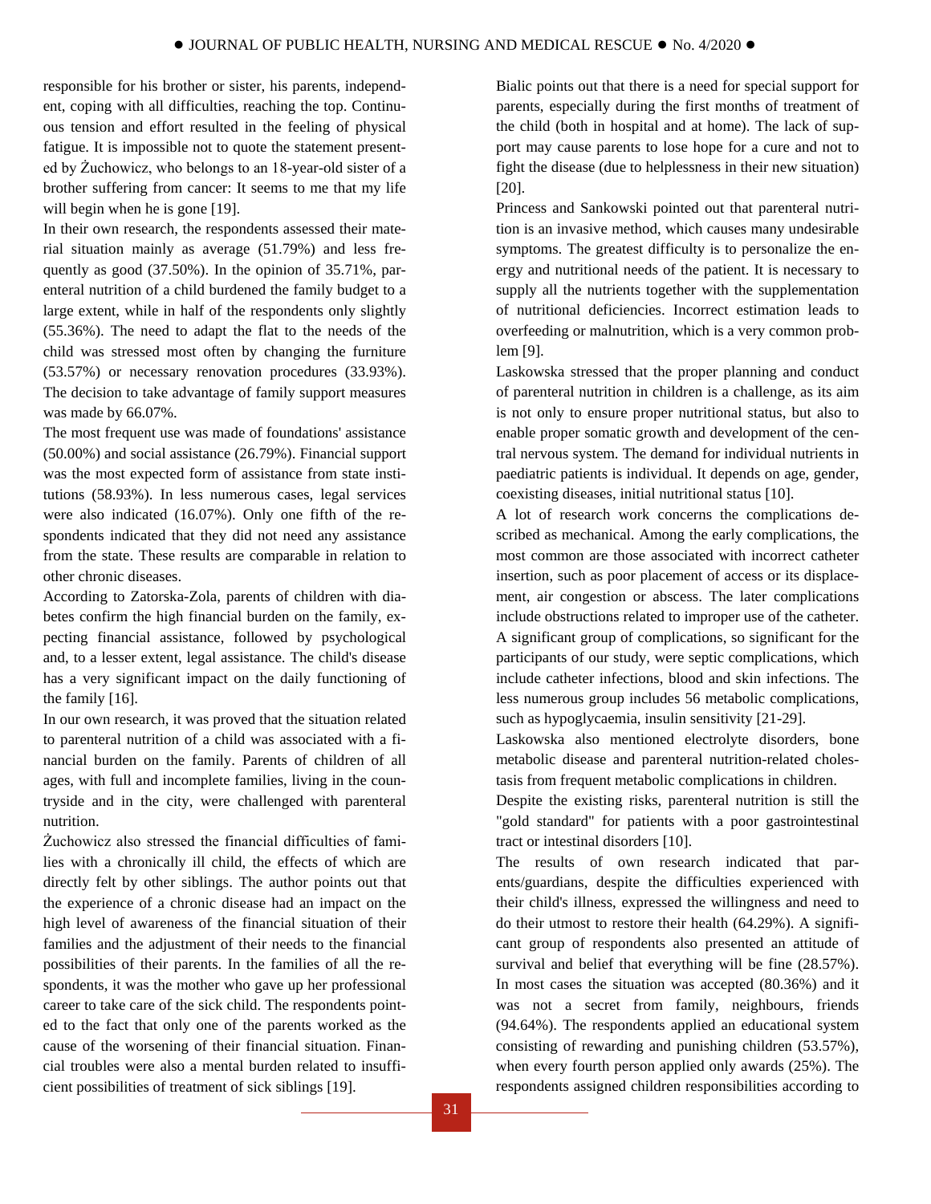responsible for his brother or sister, his parents, independent, coping with all difficulties, reaching the top. Continuous tension and effort resulted in the feeling of physical fatigue. It is impossible not to quote the statement presented by Żuchowicz, who belongs to an 18-year-old sister of a brother suffering from cancer: It seems to me that my life will begin when he is gone [19].

In their own research, the respondents assessed their material situation mainly as average (51.79%) and less frequently as good (37.50%). In the opinion of 35.71%, parenteral nutrition of a child burdened the family budget to a large extent, while in half of the respondents only slightly (55.36%). The need to adapt the flat to the needs of the child was stressed most often by changing the furniture (53.57%) or necessary renovation procedures (33.93%). The decision to take advantage of family support measures was made by 66.07%.

The most frequent use was made of foundations' assistance (50.00%) and social assistance (26.79%). Financial support was the most expected form of assistance from state institutions (58.93%). In less numerous cases, legal services were also indicated (16.07%). Only one fifth of the respondents indicated that they did not need any assistance from the state. These results are comparable in relation to other chronic diseases.

According to Zatorska-Zola, parents of children with diabetes confirm the high financial burden on the family, expecting financial assistance, followed by psychological and, to a lesser extent, legal assistance. The child's disease has a very significant impact on the daily functioning of the family [16].

In our own research, it was proved that the situation related to parenteral nutrition of a child was associated with a financial burden on the family. Parents of children of all ages, with full and incomplete families, living in the countryside and in the city, were challenged with parenteral nutrition.

Żuchowicz also stressed the financial difficulties of families with a chronically ill child, the effects of which are directly felt by other siblings. The author points out that the experience of a chronic disease had an impact on the high level of awareness of the financial situation of their families and the adjustment of their needs to the financial possibilities of their parents. In the families of all the respondents, it was the mother who gave up her professional career to take care of the sick child. The respondents pointed to the fact that only one of the parents worked as the cause of the worsening of their financial situation. Financial troubles were also a mental burden related to insufficient possibilities of treatment of sick siblings [19].

Bialic points out that there is a need for special support for parents, especially during the first months of treatment of the child (both in hospital and at home). The lack of support may cause parents to lose hope for a cure and not to fight the disease (due to helplessness in their new situation) [20].

Princess and Sankowski pointed out that parenteral nutrition is an invasive method, which causes many undesirable symptoms. The greatest difficulty is to personalize the energy and nutritional needs of the patient. It is necessary to supply all the nutrients together with the supplementation of nutritional deficiencies. Incorrect estimation leads to overfeeding or malnutrition, which is a very common problem [9].

Laskowska stressed that the proper planning and conduct of parenteral nutrition in children is a challenge, as its aim is not only to ensure proper nutritional status, but also to enable proper somatic growth and development of the central nervous system. The demand for individual nutrients in paediatric patients is individual. It depends on age, gender, coexisting diseases, initial nutritional status [10].

A lot of research work concerns the complications described as mechanical. Among the early complications, the most common are those associated with incorrect catheter insertion, such as poor placement of access or its displacement, air congestion or abscess. The later complications include obstructions related to improper use of the catheter. A significant group of complications, so significant for the participants of our study, were septic complications, which include catheter infections, blood and skin infections. The less numerous group includes 56 metabolic complications, such as hypoglycaemia, insulin sensitivity [21-29].

Laskowska also mentioned electrolyte disorders, bone metabolic disease and parenteral nutrition-related cholestasis from frequent metabolic complications in children.

Despite the existing risks, parenteral nutrition is still the "gold standard" for patients with a poor gastrointestinal tract or intestinal disorders [10].

The results of own research indicated that parents/guardians, despite the difficulties experienced with their child's illness, expressed the willingness and need to do their utmost to restore their health (64.29%). A significant group of respondents also presented an attitude of survival and belief that everything will be fine (28.57%). In most cases the situation was accepted (80.36%) and it was not a secret from family, neighbours, friends (94.64%). The respondents applied an educational system consisting of rewarding and punishing children (53.57%), when every fourth person applied only awards (25%). The respondents assigned children responsibilities according to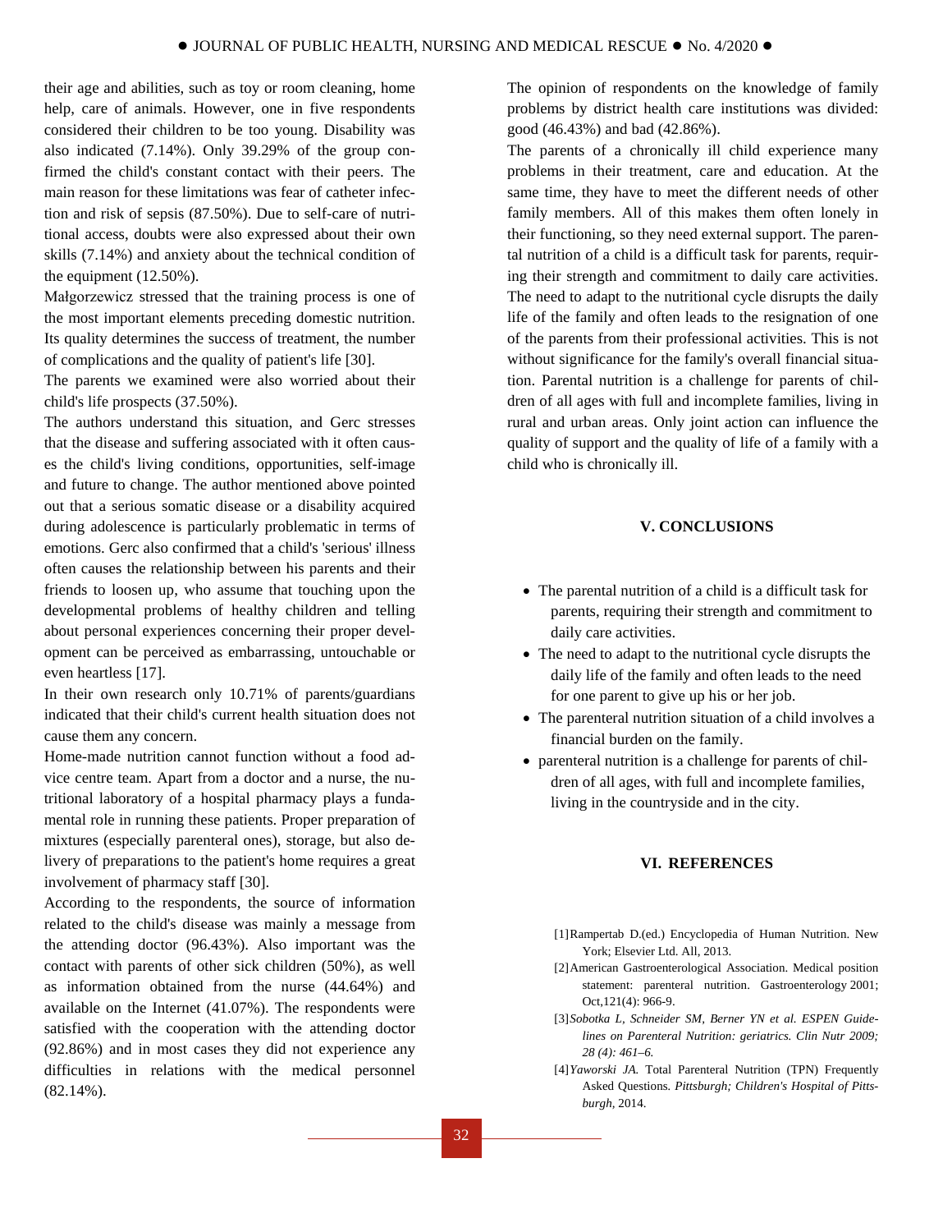their age and abilities, such as toy or room cleaning, home help, care of animals. However, one in five respondents considered their children to be too young. Disability was also indicated (7.14%). Only 39.29% of the group confirmed the child's constant contact with their peers. The main reason for these limitations was fear of catheter infection and risk of sepsis (87.50%). Due to self-care of nutritional access, doubts were also expressed about their own skills (7.14%) and anxiety about the technical condition of the equipment (12.50%).

Małgorzewicz stressed that the training process is one of the most important elements preceding domestic nutrition. Its quality determines the success of treatment, the number of complications and the quality of patient's life [30].

The parents we examined were also worried about their child's life prospects (37.50%).

The authors understand this situation, and Gerc stresses that the disease and suffering associated with it often causes the child's living conditions, opportunities, self-image and future to change. The author mentioned above pointed out that a serious somatic disease or a disability acquired during adolescence is particularly problematic in terms of emotions. Gerc also confirmed that a child's 'serious' illness often causes the relationship between his parents and their friends to loosen up, who assume that touching upon the developmental problems of healthy children and telling about personal experiences concerning their proper development can be perceived as embarrassing, untouchable or even heartless [17].

In their own research only 10.71% of parents/guardians indicated that their child's current health situation does not cause them any concern.

Home-made nutrition cannot function without a food advice centre team. Apart from a doctor and a nurse, the nutritional laboratory of a hospital pharmacy plays a fundamental role in running these patients. Proper preparation of mixtures (especially parenteral ones), storage, but also delivery of preparations to the patient's home requires a great involvement of pharmacy staff [30].

According to the respondents, the source of information related to the child's disease was mainly a message from the attending doctor (96.43%). Also important was the contact with parents of other sick children (50%), as well as information obtained from the nurse (44.64%) and available on the Internet (41.07%). The respondents were satisfied with the cooperation with the attending doctor (92.86%) and in most cases they did not experience any difficulties in relations with the medical personnel (82.14%).

The opinion of respondents on the knowledge of family problems by district health care institutions was divided: good (46.43%) and bad (42.86%).

The parents of a chronically ill child experience many problems in their treatment, care and education. At the same time, they have to meet the different needs of other family members. All of this makes them often lonely in their functioning, so they need external support. The parental nutrition of a child is a difficult task for parents, requiring their strength and commitment to daily care activities. The need to adapt to the nutritional cycle disrupts the daily life of the family and often leads to the resignation of one of the parents from their professional activities. This is not without significance for the family's overall financial situation. Parental nutrition is a challenge for parents of children of all ages with full and incomplete families, living in rural and urban areas. Only joint action can influence the quality of support and the quality of life of a family with a child who is chronically ill.

## V. CONCLUSIONS

- The parental nutrition of a child is a difficult task for parents, requiring their strength and commitment to daily care activities.
- The need to adapt to the nutritional cycle disrupts the daily life of the family and often leads to the need for one parent to give up his or her job.
- The parenteral nutrition situation of a child involves a financial burden on the family.
- parenteral nutrition is a challenge for parents of children of all ages, with full and incomplete families, living in the countryside and in the city.

## VI. REFERENCES

[1] Rampertab D.(ed.) Encyclopedia of Human Nutrition. New York; Elsevier Ltd. All, 2013.

[2] American Gastroenterological Association. Medical position statement: parenteral nutrition. Gastroenterology 2001; Oct,121(4): 966-9.

[3] *Sobotka L, Schneider SM, Berner YN et al. ESPEN Guidelines on Parenteral Nutrition: geriatrics. Clin Nutr 2009; 28 (4): 461–6.*

[4] *Yaworski JA.* Total Parenteral Nutrition (TPN) Frequently Asked Questions. *Pittsburgh; Children's Hospital of Pittsburgh,* 2014.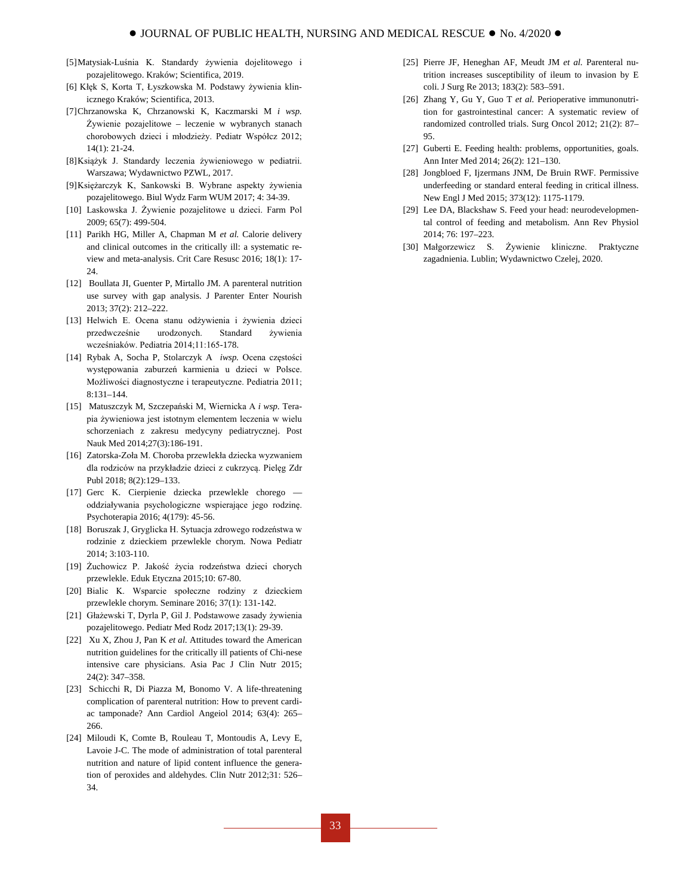[5] Matysiak-Luśnia K. Standardy żywienia dojelitowego i pozajelitowego. Kraków; Scientifica, 2019.

[6] Kłęk S, Korta T, Łyszkowska M. Podstawy żywienia klinicznego Kraków; Scientifica, 2013.

[7] Chrzanowska K, Chrzanowski K, Kaczmarski M *i wsp.* Żywienie pozajelitowe – leczenie w wybranych stanach chorobowych dzieci i młodzieży. Pediatr Współcz 2012; 14(1): 21-24.

[8] Książyk J. Standardy leczenia żywieniowego w pediatrii. Warszawa; Wydawnictwo PZWL, 2017.

[9] Księżarczyk K, Sankowski B. Wybrane aspekty żywienia pozajelitowego. Biul Wydz Farm WUM 2017; 4: 34-39.

[10] Laskowska J. Żywienie pozajelitowe u dzieci. Farm Pol 2009; 65(7): 499-504.

[11] Parikh HG, Miller A, Chapman M *et al.* Calorie delivery and clinical outcomes in the critically ill: a systematic review and meta-analysis. Crit Care Resusc 2016; 18(1): 17-24.

[12] Boullata JI, Guenter P, Mirtallo JM. A parenteral nutrition use survey with gap analysis. J Parenter Enter Nourish 2013; 37(2): 212–222.

[13] Helwich E. Ocena stanu odżywienia i żywienia dzieci przedwcześnie urodzonych. Standard żywienia wcześniaków. Pediatria 2014;11:165-178.

[14] Rybak A, Socha P, Stolarczyk A *iwsp.* Ocena częstości występowania zaburzeń karmienia u dzieci w Polsce. Możliwości diagnostyczne i terapeutyczne. Pediatria 2011; 8:131–144.

[15] Matuszczyk M, Szczepański M, Wiernicka A *i wsp.* Terapia żywieniowa jest istotnym elementem leczenia w wielu schorzeniach z zakresu medycyny pediatrycznej. Post Nauk Med 2014;27(3):186-191.

[16] Zatorska-Zoła M. Choroba przewlekła dziecka wyzwaniem dla rodziców na przykładzie dzieci z cukrzycą. Pielęg Zdr Publ 2018; 8(2):129–133.

[17] Gerc K. Cierpienie dziecka przewlekle chorego — oddziaływania psychologiczne wspierające jego rodzinę. Psychoterapia 2016; 4(179): 45-56.

[18] Boruszak J, Gryglicka H. Sytuacja zdrowego rodzeństwa w rodzinie z dzieckiem przewlekle chorym. Nowa Pediatr 2014; 3:103-110.

[19] Żuchowicz P. Jakość życia rodzeństwa dzieci chorych przewlekle. Eduk Etyczna 2015;10: 67-80.

[20] Bialic K. Wsparcie społeczne rodziny z dzieckiem przewlekle chorym. Seminare 2016; 37(1): 131-142.

[21] Głażewski T, Dyrla P, Gil J. Podstawowe zasady żywienia pozajelitowego. Pediatr Med Rodz 2017;13(1): 29-39.

[22] Xu X, Zhou J, Pan K *et al.* Attitudes toward the American nutrition guidelines for the critically ill patients of Chi-nese intensive care physicians. Asia Pac J Clin Nutr 2015; 24(2): 347–358.

[23] Schicchi R, Di Piazza M, Bonomo V. A life-threatening complication of parenteral nutrition: How to prevent cardiac tamponade? Ann Cardiol Angeiol 2014; 63(4): 265–266.

[24] Miloudi K, Comte B, Rouleau T, Montoudis A, Levy E, Lavoie J-C. The mode of administration of total parenteral nutrition and nature of lipid content influence the generation of peroxides and aldehydes. Clin Nutr 2012;31: 526–34.

[25] Pierre JF, Heneghan AF, Meudt JM *et al.* Parenteral nutrition increases susceptibility of ileum to invasion by E coli. J Surg Re 2013; 183(2): 583–591.

[26] Zhang Y, Gu Y, Guo T *et al.* Perioperative immunonutrition for gastrointestinal cancer: A systematic review of randomized controlled trials. Surg Oncol 2012; 21(2): 87–95.

[27] Guberti E. Feeding health: problems, opportunities, goals. Ann Inter Med 2014; 26(2): 121–130.

[28] Jongbloed F, Ijzermans JNM, De Bruin RWF. Permissive underfeeding or standard enteral feeding in critical illness. New Engl J Med 2015; 373(12): 1175-1179.

[29] Lee DA, Blackshaw S. Feed your head: neurodevelopmental control of feeding and metabolism. Ann Rev Physiol 2014; 76: 197–223.

[30] Małgorzewicz S. Żywienie kliniczne. Praktyczne zagadnienia. Lublin; Wydawnictwo Czelej, 2020.